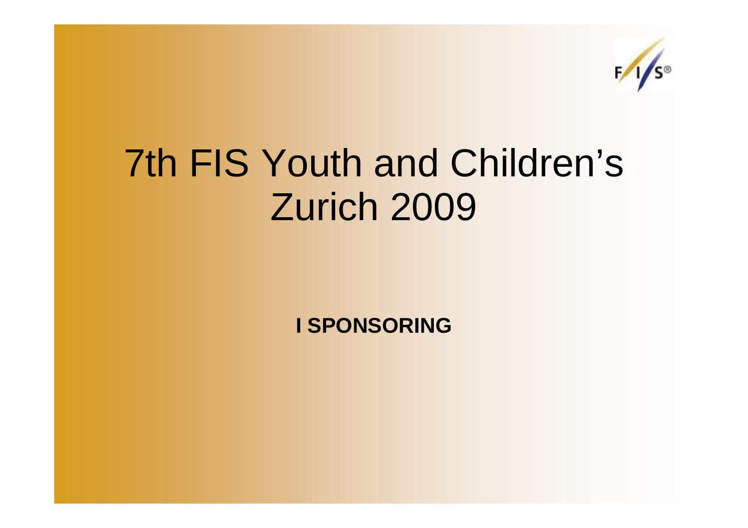# 7th FIS Youth and Children's Zurich 2009

**I SPONSORING**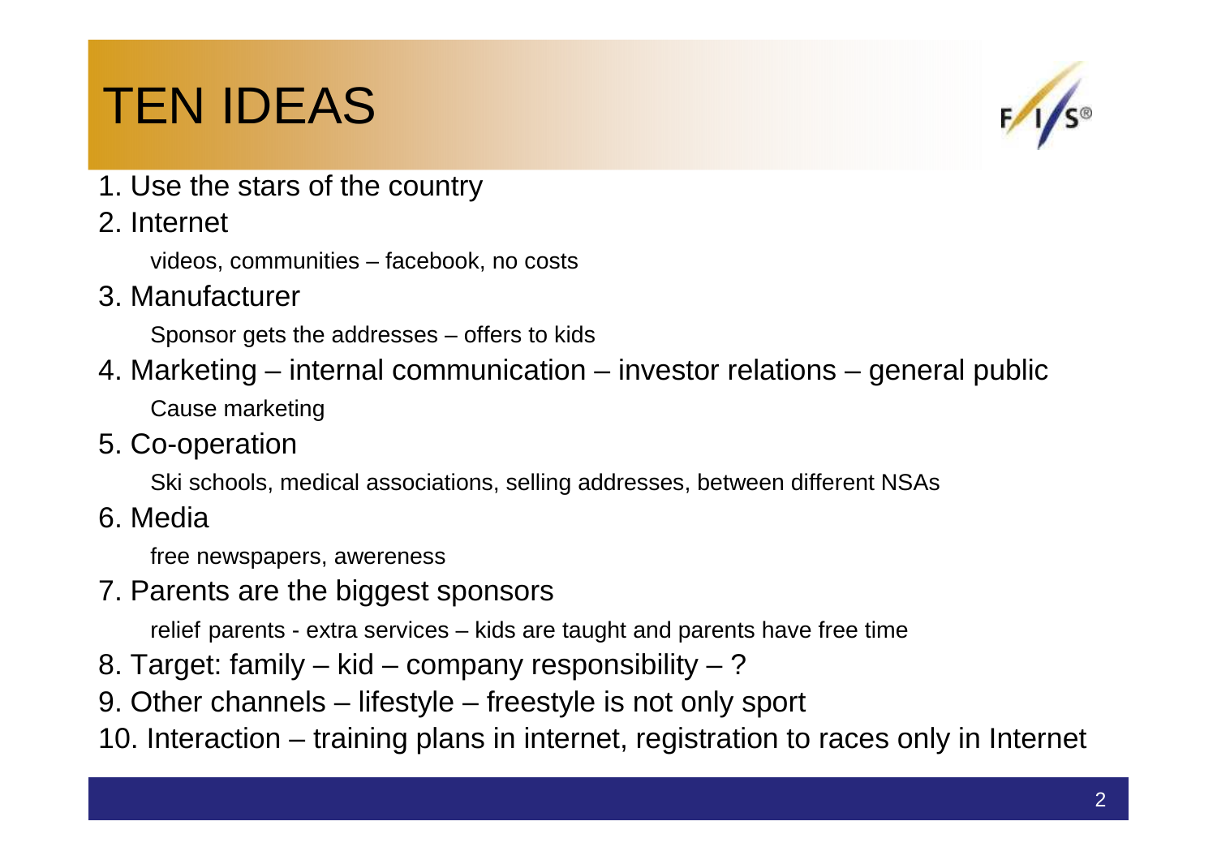# TEN IDEAS

1. Use the stars of the country
2. Internet

   videos, communities – facebook, no costs
3. Manufacturer

   Sponsor gets the addresses – offers to kids
4. Marketing – internal communication – investor relations – general public

   Cause marketing
5. Co-operation

   Ski schools, medical associations, selling addresses, between different NSAs
6. Media

   free newspapers, awereness
7. Parents are the biggest sponsors

   relief parents - extra services – kids are taught and parents have free time
8. Target: family – kid – company responsibility – ?
9. Other channels – lifestyle – freestyle is not only sport
10. Interaction – training plans in internet, registration to races only in Internet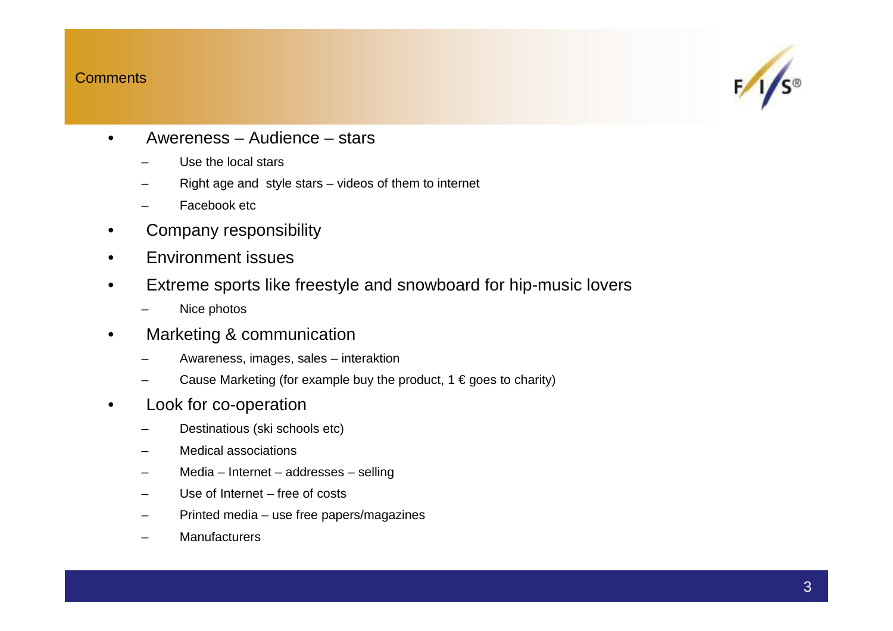# Comments

- Awereness – Audience – stars
  - Use the local stars
  - Right age and style stars – videos of them to internet
  - Facebook etc
- Company responsibility
- Environment issues
- Extreme sports like freestyle and snowboard for hip-music lovers
  - Nice photos
- Marketing & communication
  - Awareness, images, sales – interaktion
  - Cause Marketing (for example buy the product, 1 € goes to charity)
- Look for co-operation
  - Destinatious (ski schools etc)
  - Medical associations
  - Media – Internet – addresses – selling
  - Use of Internet – free of costs
  - Printed media – use free papers/magazines
  - Manufacturers